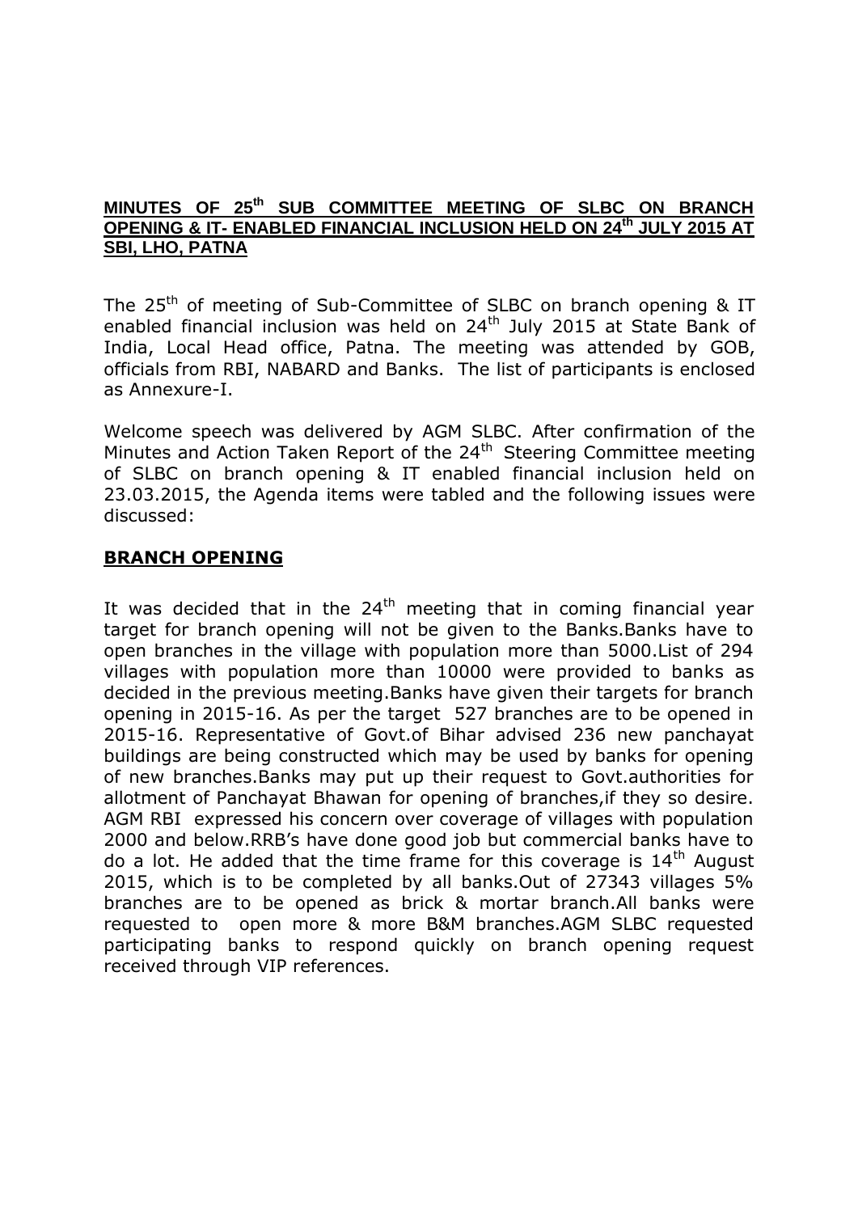**MINUTES OF 25th SUB COMMITTEE MEETING OF SLBC ON BRANCH OPENING & IT- ENABLED FINANCIAL INCLUSION HELD ON 24th JULY 2015 AT SBI, LHO, PATNA**

The 25th of meeting of Sub-Committee of SLBC on branch opening & IT enabled financial inclusion was held on 24th July 2015 at State Bank of India, Local Head office, Patna. The meeting was attended by GOB, officials from RBI, NABARD and Banks. The list of participants is enclosed as Annexure-I.

Welcome speech was delivered by AGM SLBC. After confirmation of the Minutes and Action Taken Report of the 24th Steering Committee meeting of SLBC on branch opening & IT enabled financial inclusion held on 23.03.2015, the Agenda items were tabled and the following issues were discussed:

## BRANCH OPENING

It was decided that in the 24th meeting that in coming financial year target for branch opening will not be given to the Banks.Banks have to open branches in the village with population more than 5000.List of 294 villages with population more than 10000 were provided to banks as decided in the previous meeting.Banks have given their targets for branch opening in 2015-16. As per the target 527 branches are to be opened in 2015-16. Representative of Govt.of Bihar advised 236 new panchayat buildings are being constructed which may be used by banks for opening of new branches.Banks may put up their request to Govt.authorities for allotment of Panchayat Bhawan for opening of branches,if they so desire. AGM RBI expressed his concern over coverage of villages with population 2000 and below.RRB's have done good job but commercial banks have to do a lot. He added that the time frame for this coverage is 14th August 2015, which is to be completed by all banks.Out of 27343 villages 5% branches are to be opened as brick & mortar branch.All banks were requested to open more & more B&M branches.AGM SLBC requested participating banks to respond quickly on branch opening request received through VIP references.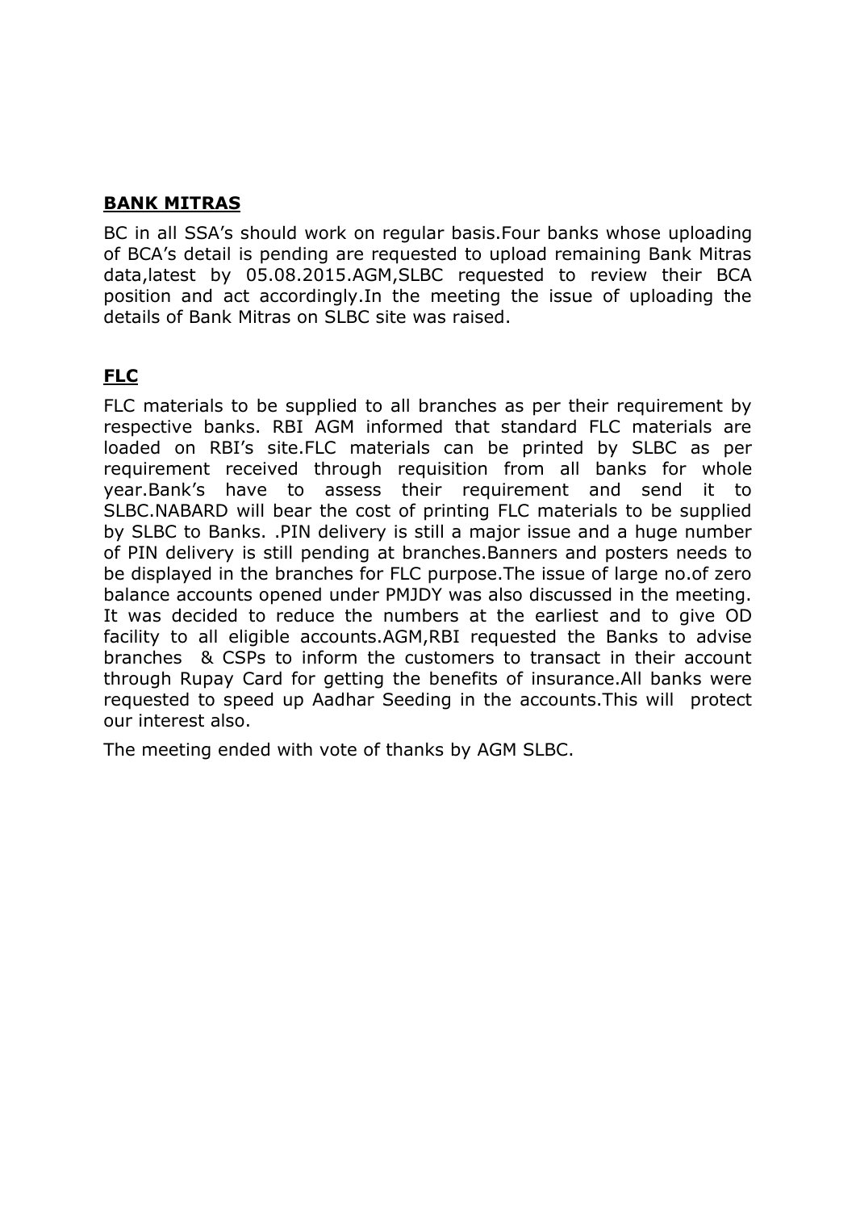**BANK MITRAS**

BC in all SSA's should work on regular basis.Four banks whose uploading of BCA's detail is pending are requested to upload remaining Bank Mitras data,latest by 05.08.2015.AGM,SLBC requested to review their BCA position and act accordingly.In the meeting the issue of uploading the details of Bank Mitras on SLBC site was raised.

**FLC**

FLC materials to be supplied to all branches as per their requirement by respective banks. RBI AGM informed that standard FLC materials are loaded on RBI's site.FLC materials can be printed by SLBC as per requirement received through requisition from all banks for whole year.Bank's have to assess their requirement and send it to SLBC.NABARD will bear the cost of printing FLC materials to be supplied by SLBC to Banks. .PIN delivery is still a major issue and a huge number of PIN delivery is still pending at branches.Banners and posters needs to be displayed in the branches for FLC purpose.The issue of large no.of zero balance accounts opened under PMJDY was also discussed in the meeting. It was decided to reduce the numbers at the earliest and to give OD facility to all eligible accounts.AGM,RBI requested the Banks to advise branches & CSPs to inform the customers to transact in their account through Rupay Card for getting the benefits of insurance.All banks were requested to speed up Aadhar Seeding in the accounts.This will protect our interest also.

The meeting ended with vote of thanks by AGM SLBC.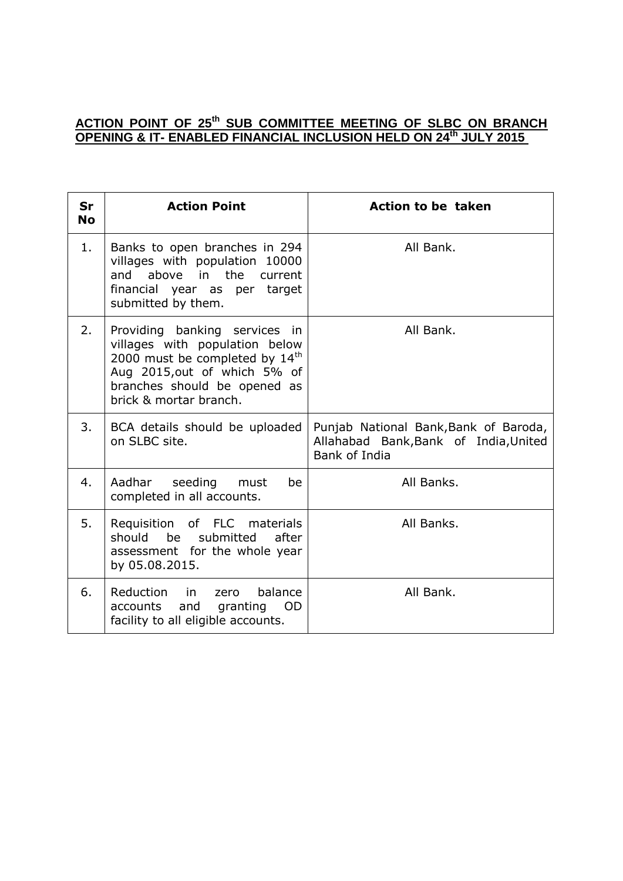## ACTION POINT OF 25th SUB COMMITTEE MEETING OF SLBC ON BRANCH OPENING & IT- ENABLED FINANCIAL INCLUSION HELD ON 24th JULY 2015

| Sr No | Action Point | Action to be taken |
|---|---|---|
| 1. | Banks to open branches in 294 villages with population 10000 and above in the current financial year as per target submitted by them. | All Bank. |
| 2. | Providing banking services in villages with population below 2000 must be completed by 14th Aug 2015,out of which 5% of branches should be opened as brick & mortar branch. | All Bank. |
| 3. | BCA details should be uploaded on SLBC site. | Punjab National Bank,Bank of Baroda, Allahabad Bank,Bank of India,United Bank of India |
| 4. | Aadhar seeding must be completed in all accounts. | All Banks. |
| 5. | Requisition of FLC materials should be submitted after assessment for the whole year by 05.08.2015. | All Banks. |
| 6. | Reduction in zero balance accounts and granting OD facility to all eligible accounts. | All Bank. |